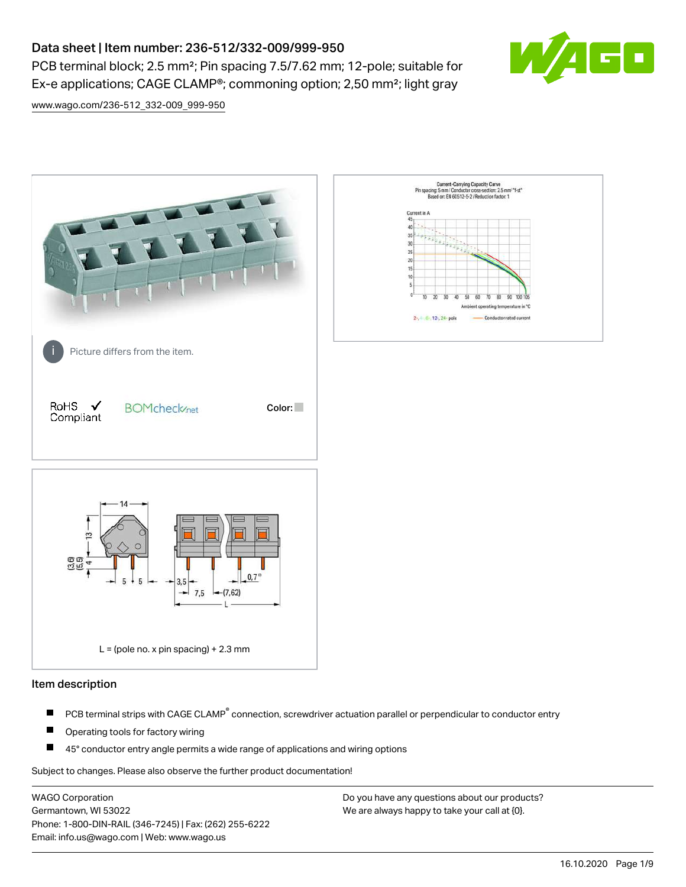# Data sheet | Item number: 236-512/332-009/999-950

PCB terminal block; 2.5 mm²; Pin spacing 7.5/7.62 mm; 12-pole; suitable for Ex-e applications; CAGE CLAMP®; commoning option; 2,50 mm²; light gray

www.wago.com/236-512_332-009_999-950

Picture differs from the item.

RoHS ✓ Compliant

BOMcheck.net

Color:

L = (pole no. x pin spacing) + 2.3 mm

## Item description

- PCB terminal strips with CAGE CLAMP® connection, screwdriver actuation parallel or perpendicular to conductor entry
- Operating tools for factory wiring
- 45° conductor entry angle permits a wide range of applications and wiring options

Subject to changes. Please also observe the further product documentation!

WAGO Corporation
Germantown, WI 53022
Phone: 1-800-DIN-RAIL (346-7245) | Fax: (262) 255-6222
Email: info.us@wago.com | Web: www.wago.us

Do you have any questions about our products?
We are always happy to take your call at {0}.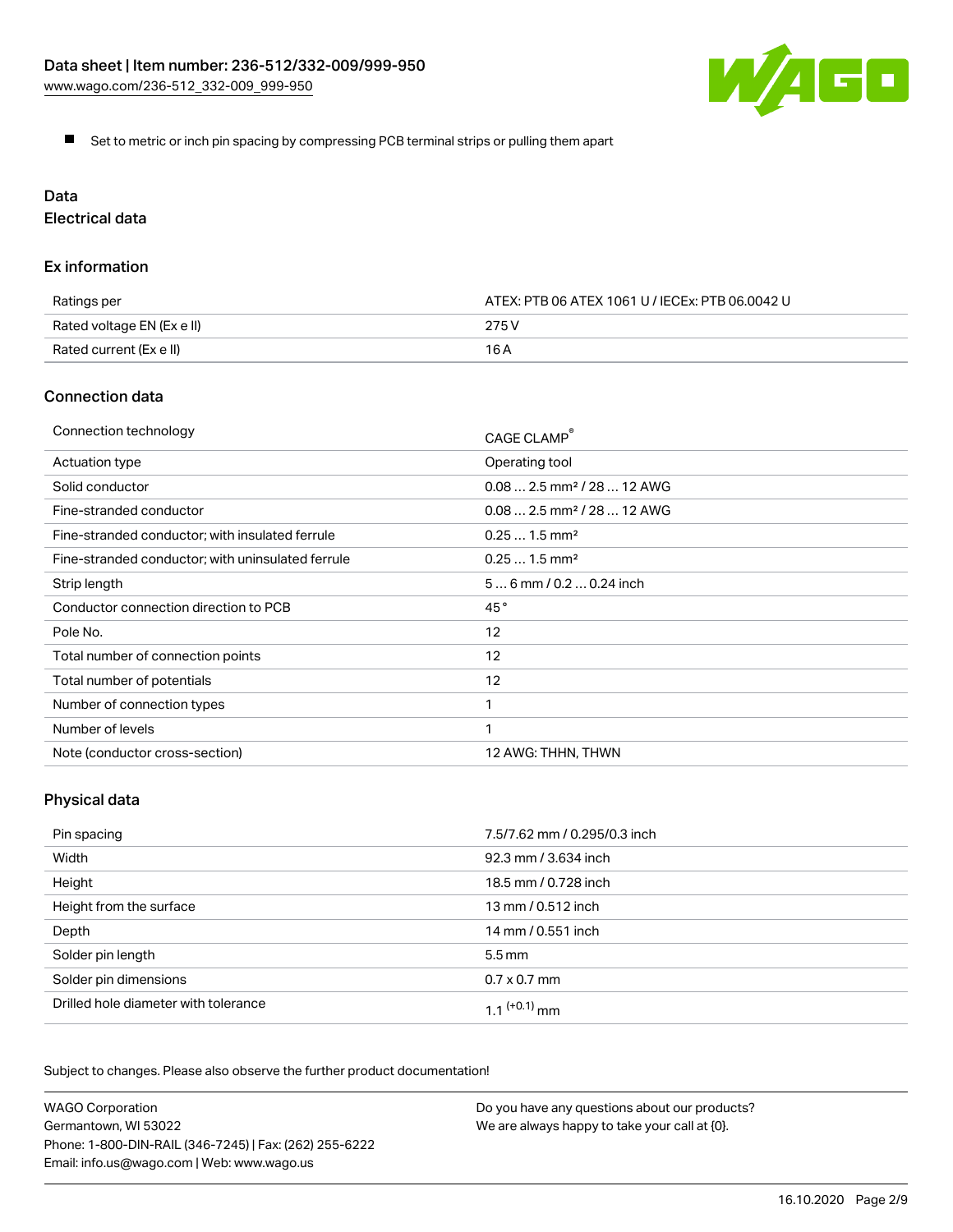- Set to metric or inch pin spacing by compressing PCB terminal strips or pulling them apart

## Data

### Electrical data

#### Ex information

| | |
|---|---|
| Ratings per | ATEX: PTB 06 ATEX 1061 U / IECEx: PTB 06.0042 U |
| Rated voltage EN (Ex e II) | 275 V |
| Rated current (Ex e II) | 16 A |

#### Connection data

| | |
|---|---|
| Connection technology | CAGE CLAMP® |
| Actuation type | Operating tool |
| Solid conductor | 0.08 … 2.5 mm² / 28 … 12 AWG |
| Fine-stranded conductor | 0.08 … 2.5 mm² / 28 … 12 AWG |
| Fine-stranded conductor; with insulated ferrule | 0.25 … 1.5 mm² |
| Fine-stranded conductor; with uninsulated ferrule | 0.25 … 1.5 mm² |
| Strip length | 5 … 6 mm / 0.2 … 0.24 inch |
| Conductor connection direction to PCB | 45 ° |
| Pole No. | 12 |
| Total number of connection points | 12 |
| Total number of potentials | 12 |
| Number of connection types | 1 |
| Number of levels | 1 |
| Note (conductor cross-section) | 12 AWG: THHN, THWN |

#### Physical data

| | |
|---|---|
| Pin spacing | 7.5/7.62 mm / 0.295/0.3 inch |
| Width | 92.3 mm / 3.634 inch |
| Height | 18.5 mm / 0.728 inch |
| Height from the surface | 13 mm / 0.512 inch |
| Depth | 14 mm / 0.551 inch |
| Solder pin length | 5.5 mm |
| Solder pin dimensions | 0.7 x 0.7 mm |
| Drilled hole diameter with tolerance | 1.1 $^{(+0.1)}$ mm |

Subject to changes. Please also observe the further product documentation!

WAGO Corporation
Germantown, WI 53022
Phone: 1-800-DIN-RAIL (346-7245) | Fax: (262) 255-6222
Email: info.us@wago.com | Web: www.wago.us

Do you have any questions about our products?
We are always happy to take your call at {0}.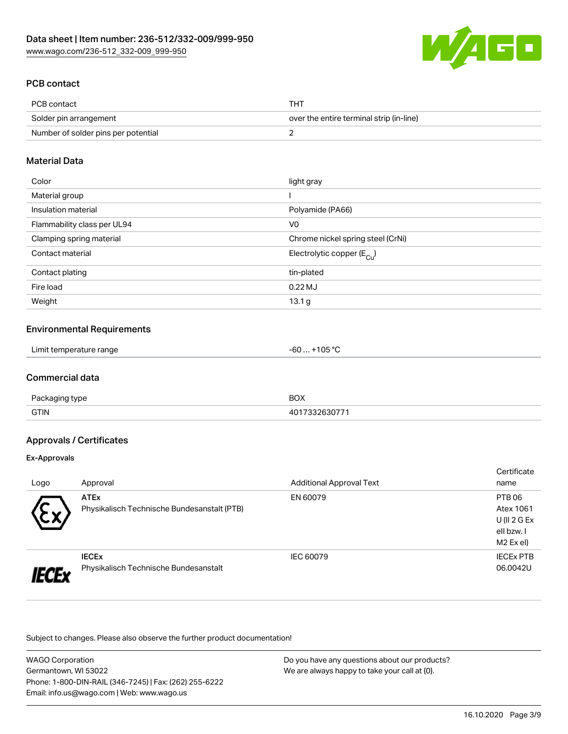## PCB contact

| PCB contact | THT |
| --- | --- |
| Solder pin arrangement | over the entire terminal strip (in-line) |
| Number of solder pins per potential | 2 |

## Material Data

| Color | light gray |
| --- | --- |
| Material group | I |
| Insulation material | Polyamide (PA66) |
| Flammability class per UL94 | V0 |
| Clamping spring material | Chrome nickel spring steel (CrNi) |
| Contact material | Electrolytic copper ($E_{Cu}$) |
| Contact plating | tin-plated |
| Fire load | 0.22 MJ |
| Weight | 13.1 g |

## Environmental Requirements

| Limit temperature range | -60 … +105 °C |
| --- | --- |

## Commercial data

| Packaging type | BOX |
| --- | --- |
| GTIN | 4017332630771 |

## Approvals / Certificates

### Ex-Approvals

| Logo | Approval | Additional Approval Text | Certificate name |
| --- | --- | --- | --- |
| | **ATEx** Physikalisch Technische Bundesanstalt (PTB) | EN 60079 | PTB 06 Atex 1061 U (II 2 G Ex ell bzw. I M2 Ex el) |
| | **IECEx** Physikalisch Technische Bundesanstalt | IEC 60079 | IECEx PTB 06.0042U |

Subject to changes. Please also observe the further product documentation!

WAGO Corporation
Germantown, WI 53022
Phone: 1-800-DIN-RAIL (346-7245) | Fax: (262) 255-6222
Email: info.us@wago.com | Web: www.wago.us

Do you have any questions about our products?
We are always happy to take your call at {0}.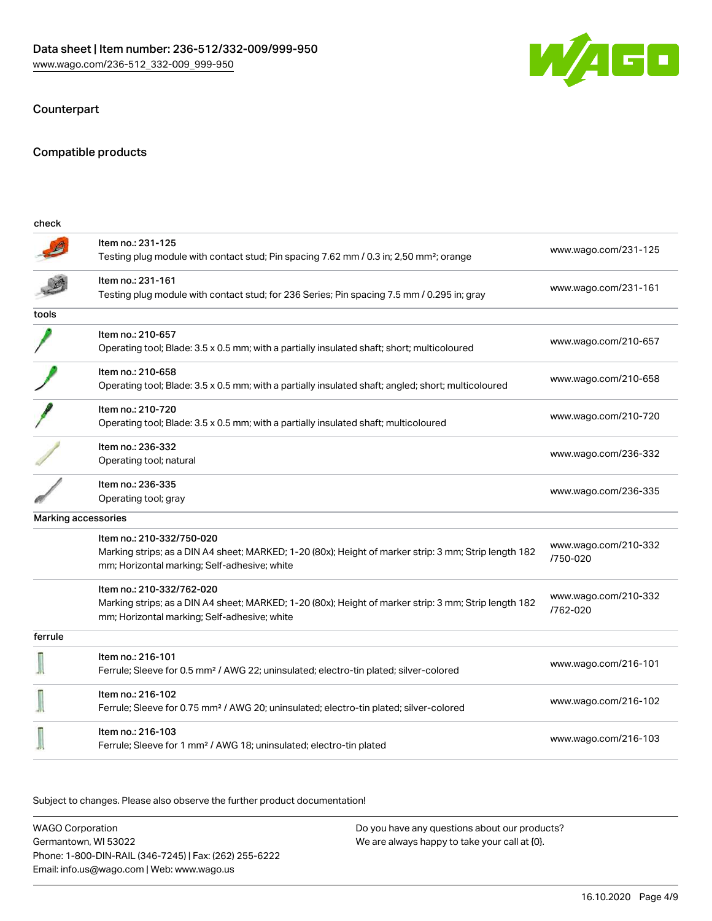## Counterpart

## Compatible products

| check | | |
|---|---|---|
| | Item no.: 231-125<br>Testing plug module with contact stud; Pin spacing 7.62 mm / 0.3 in; 2,50 mm²; orange | www.wago.com/231-125 |
| | Item no.: 231-161<br>Testing plug module with contact stud; for 236 Series; Pin spacing 7.5 mm / 0.295 in; gray | www.wago.com/231-161 |
| **tools** | | |
| | Item no.: 210-657<br>Operating tool; Blade: 3.5 x 0.5 mm; with a partially insulated shaft; short; multicoloured | www.wago.com/210-657 |
| | Item no.: 210-658<br>Operating tool; Blade: 3.5 x 0.5 mm; with a partially insulated shaft; angled; short; multicoloured | www.wago.com/210-658 |
| | Item no.: 210-720<br>Operating tool; Blade: 3.5 x 0.5 mm; with a partially insulated shaft; multicoloured | www.wago.com/210-720 |
| | Item no.: 236-332<br>Operating tool; natural | www.wago.com/236-332 |
| | Item no.: 236-335<br>Operating tool; gray | www.wago.com/236-335 |
| **Marking accessories** | | |
| | Item no.: 210-332/750-020<br>Marking strips; as a DIN A4 sheet; MARKED; 1-20 (80x); Height of marker strip: 3 mm; Strip length 182 mm; Horizontal marking; Self-adhesive; white | www.wago.com/210-332/750-020 |
| | Item no.: 210-332/762-020<br>Marking strips; as a DIN A4 sheet; MARKED; 1-20 (80x); Height of marker strip: 3 mm; Strip length 182 mm; Horizontal marking; Self-adhesive; white | www.wago.com/210-332/762-020 |
| **ferrule** | | |
| | Item no.: 216-101<br>Ferrule; Sleeve for 0.5 mm² / AWG 22; uninsulated; electro-tin plated; silver-colored | www.wago.com/216-101 |
| | Item no.: 216-102<br>Ferrule; Sleeve for 0.75 mm² / AWG 20; uninsulated; electro-tin plated; silver-colored | www.wago.com/216-102 |
| | Item no.: 216-103<br>Ferrule; Sleeve for 1 mm² / AWG 18; uninsulated; electro-tin plated | www.wago.com/216-103 |

Subject to changes. Please also observe the further product documentation!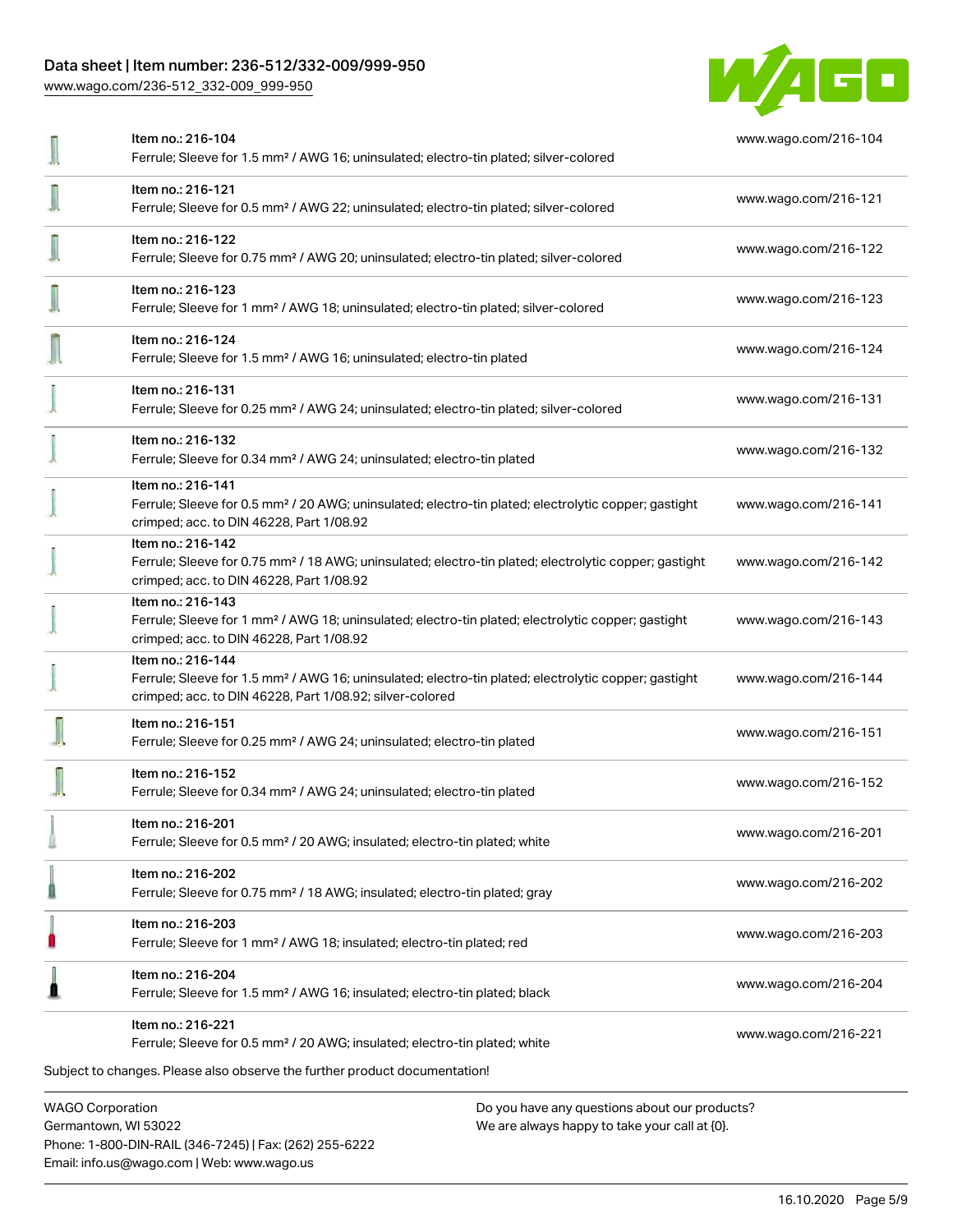| Item | Link |
|---|---|
| Item no.: 216-104<br>Ferrule; Sleeve for 1.5 mm² / AWG 16; uninsulated; electro-tin plated; silver-colored | www.wago.com/216-104 |
| Item no.: 216-121<br>Ferrule; Sleeve for 0.5 mm² / AWG 22; uninsulated; electro-tin plated; silver-colored | www.wago.com/216-121 |
| Item no.: 216-122<br>Ferrule; Sleeve for 0.75 mm² / AWG 20; uninsulated; electro-tin plated; silver-colored | www.wago.com/216-122 |
| Item no.: 216-123<br>Ferrule; Sleeve for 1 mm² / AWG 18; uninsulated; electro-tin plated; silver-colored | www.wago.com/216-123 |
| Item no.: 216-124<br>Ferrule; Sleeve for 1.5 mm² / AWG 16; uninsulated; electro-tin plated | www.wago.com/216-124 |
| Item no.: 216-131<br>Ferrule; Sleeve for 0.25 mm² / AWG 24; uninsulated; electro-tin plated; silver-colored | www.wago.com/216-131 |
| Item no.: 216-132<br>Ferrule; Sleeve for 0.34 mm² / AWG 24; uninsulated; electro-tin plated | www.wago.com/216-132 |
| Item no.: 216-141<br>Ferrule; Sleeve for 0.5 mm² / 20 AWG; uninsulated; electro-tin plated; electrolytic copper; gastight crimped; acc. to DIN 46228, Part 1/08.92 | www.wago.com/216-141 |
| Item no.: 216-142<br>Ferrule; Sleeve for 0.75 mm² / 18 AWG; uninsulated; electro-tin plated; electrolytic copper; gastight crimped; acc. to DIN 46228, Part 1/08.92 | www.wago.com/216-142 |
| Item no.: 216-143<br>Ferrule; Sleeve for 1 mm² / AWG 18; uninsulated; electro-tin plated; electrolytic copper; gastight crimped; acc. to DIN 46228, Part 1/08.92 | www.wago.com/216-143 |
| Item no.: 216-144<br>Ferrule; Sleeve for 1.5 mm² / AWG 16; uninsulated; electro-tin plated; electrolytic copper; gastight crimped; acc. to DIN 46228, Part 1/08.92; silver-colored | www.wago.com/216-144 |
| Item no.: 216-151<br>Ferrule; Sleeve for 0.25 mm² / AWG 24; uninsulated; electro-tin plated | www.wago.com/216-151 |
| Item no.: 216-152<br>Ferrule; Sleeve for 0.34 mm² / AWG 24; uninsulated; electro-tin plated | www.wago.com/216-152 |
| Item no.: 216-201<br>Ferrule; Sleeve for 0.5 mm² / 20 AWG; insulated; electro-tin plated; white | www.wago.com/216-201 |
| Item no.: 216-202<br>Ferrule; Sleeve for 0.75 mm² / 18 AWG; insulated; electro-tin plated; gray | www.wago.com/216-202 |
| Item no.: 216-203<br>Ferrule; Sleeve for 1 mm² / AWG 18; insulated; electro-tin plated; red | www.wago.com/216-203 |
| Item no.: 216-204<br>Ferrule; Sleeve for 1.5 mm² / AWG 16; insulated; electro-tin plated; black | www.wago.com/216-204 |
| Item no.: 216-221<br>Ferrule; Sleeve for 0.5 mm² / 20 AWG; insulated; electro-tin plated; white | www.wago.com/216-221 |

Subject to changes. Please also observe the further product documentation!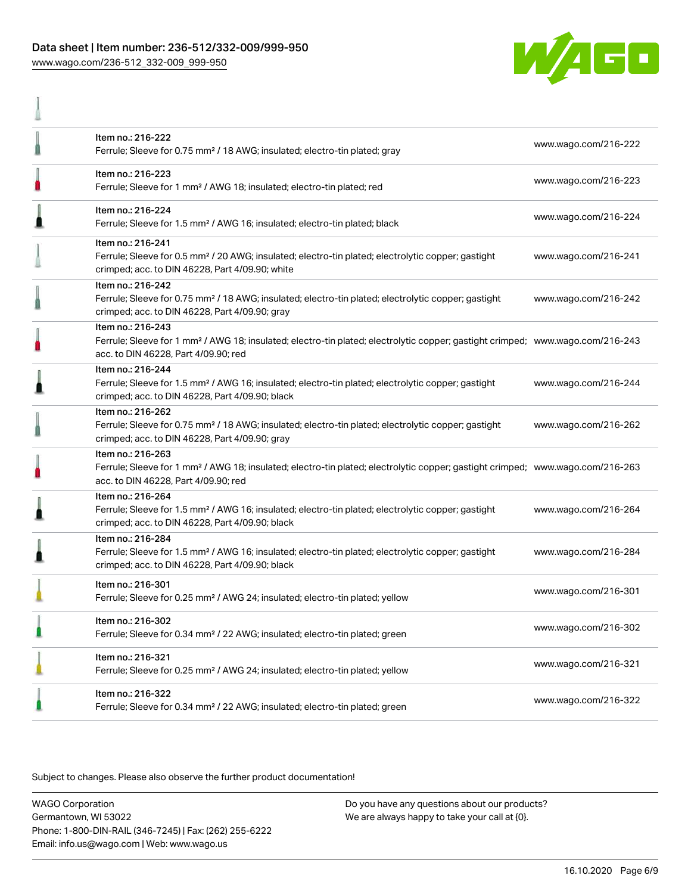| | | |
|---|---|---|
| | Item no.: 216-222<br>Ferrule; Sleeve for 0.75 mm² / 18 AWG; insulated; electro-tin plated; gray | www.wago.com/216-222 |
| | Item no.: 216-223<br>Ferrule; Sleeve for 1 mm² / AWG 18; insulated; electro-tin plated; red | www.wago.com/216-223 |
| | Item no.: 216-224<br>Ferrule; Sleeve for 1.5 mm² / AWG 16; insulated; electro-tin plated; black | www.wago.com/216-224 |
| | Item no.: 216-241<br>Ferrule; Sleeve for 0.5 mm² / 20 AWG; insulated; electro-tin plated; electrolytic copper; gastight crimped; acc. to DIN 46228, Part 4/09.90; white | www.wago.com/216-241 |
| | Item no.: 216-242<br>Ferrule; Sleeve for 0.75 mm² / 18 AWG; insulated; electro-tin plated; electrolytic copper; gastight crimped; acc. to DIN 46228, Part 4/09.90; gray | www.wago.com/216-242 |
| | Item no.: 216-243<br>Ferrule; Sleeve for 1 mm² / AWG 18; insulated; electro-tin plated; electrolytic copper; gastight crimped; acc. to DIN 46228, Part 4/09.90; red | www.wago.com/216-243 |
| | Item no.: 216-244<br>Ferrule; Sleeve for 1.5 mm² / AWG 16; insulated; electro-tin plated; electrolytic copper; gastight crimped; acc. to DIN 46228, Part 4/09.90; black | www.wago.com/216-244 |
| | Item no.: 216-262<br>Ferrule; Sleeve for 0.75 mm² / 18 AWG; insulated; electro-tin plated; electrolytic copper; gastight crimped; acc. to DIN 46228, Part 4/09.90; gray | www.wago.com/216-262 |
| | Item no.: 216-263<br>Ferrule; Sleeve for 1 mm² / AWG 18; insulated; electro-tin plated; electrolytic copper; gastight crimped; acc. to DIN 46228, Part 4/09.90; red | www.wago.com/216-263 |
| | Item no.: 216-264<br>Ferrule; Sleeve for 1.5 mm² / AWG 16; insulated; electro-tin plated; electrolytic copper; gastight crimped; acc. to DIN 46228, Part 4/09.90; black | www.wago.com/216-264 |
| | Item no.: 216-284<br>Ferrule; Sleeve for 1.5 mm² / AWG 16; insulated; electro-tin plated; electrolytic copper; gastight crimped; acc. to DIN 46228, Part 4/09.90; black | www.wago.com/216-284 |
| | Item no.: 216-301<br>Ferrule; Sleeve for 0.25 mm² / AWG 24; insulated; electro-tin plated; yellow | www.wago.com/216-301 |
| | Item no.: 216-302<br>Ferrule; Sleeve for 0.34 mm² / 22 AWG; insulated; electro-tin plated; green | www.wago.com/216-302 |
| | Item no.: 216-321<br>Ferrule; Sleeve for 0.25 mm² / AWG 24; insulated; electro-tin plated; yellow | www.wago.com/216-321 |
| | Item no.: 216-322<br>Ferrule; Sleeve for 0.34 mm² / 22 AWG; insulated; electro-tin plated; green | www.wago.com/216-322 |

Subject to changes. Please also observe the further product documentation!

WAGO Corporation
Germantown, WI 53022
Phone: 1-800-DIN-RAIL (346-7245) | Fax: (262) 255-6222
Email: info.us@wago.com | Web: www.wago.us

Do you have any questions about our products?
We are always happy to take your call at {0}.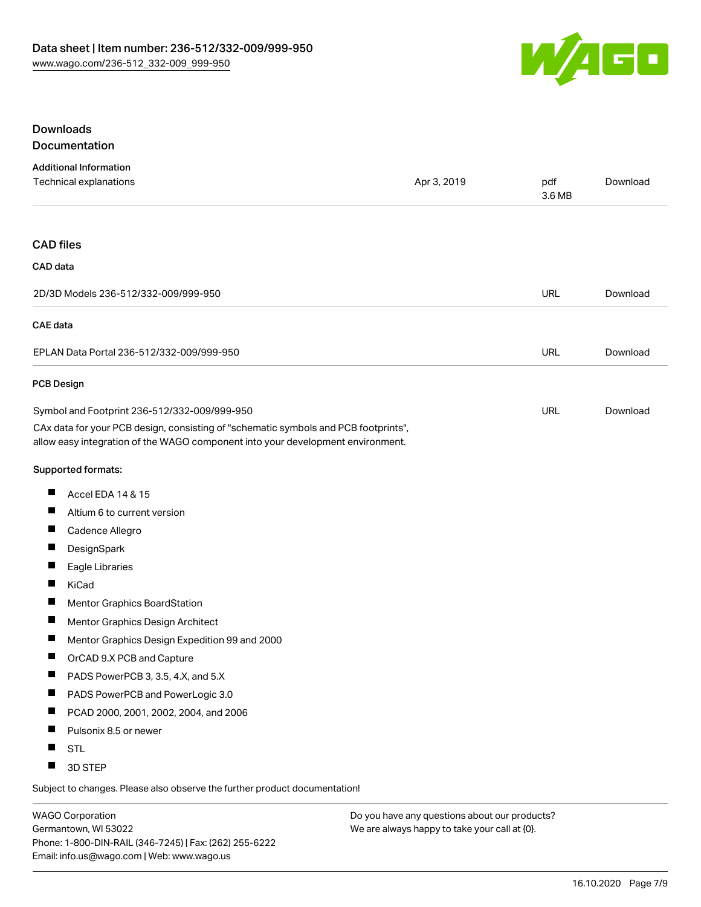## Downloads

### Documentation

**Additional Information**

| Technical explanations | Apr 3, 2019 | pdf 3.6 MB | Download |
|---|---|---|---|

### CAD files

**CAD data**

| 2D/3D Models 236-512/332-009/999-950 | URL | Download |
|---|---|---|

**CAE data**

| EPLAN Data Portal 236-512/332-009/999-950 | URL | Download |
|---|---|---|

**PCB Design**

| Symbol and Footprint 236-512/332-009/999-950 | URL | Download |
|---|---|---|

CAx data for your PCB design, consisting of "schematic symbols and PCB footprints", allow easy integration of the WAGO component into your development environment.

**Supported formats:**

- Accel EDA 14 & 15
- Altium 6 to current version
- Cadence Allegro
- DesignSpark
- Eagle Libraries
- KiCad
- Mentor Graphics BoardStation
- Mentor Graphics Design Architect
- Mentor Graphics Design Expedition 99 and 2000
- OrCAD 9.X PCB and Capture
- PADS PowerPCB 3, 3.5, 4.X, and 5.X
- PADS PowerPCB and PowerLogic 3.0
- PCAD 2000, 2001, 2002, 2004, and 2006
- Pulsonix 8.5 or newer
- STL
- 3D STEP

Subject to changes. Please also observe the further product documentation!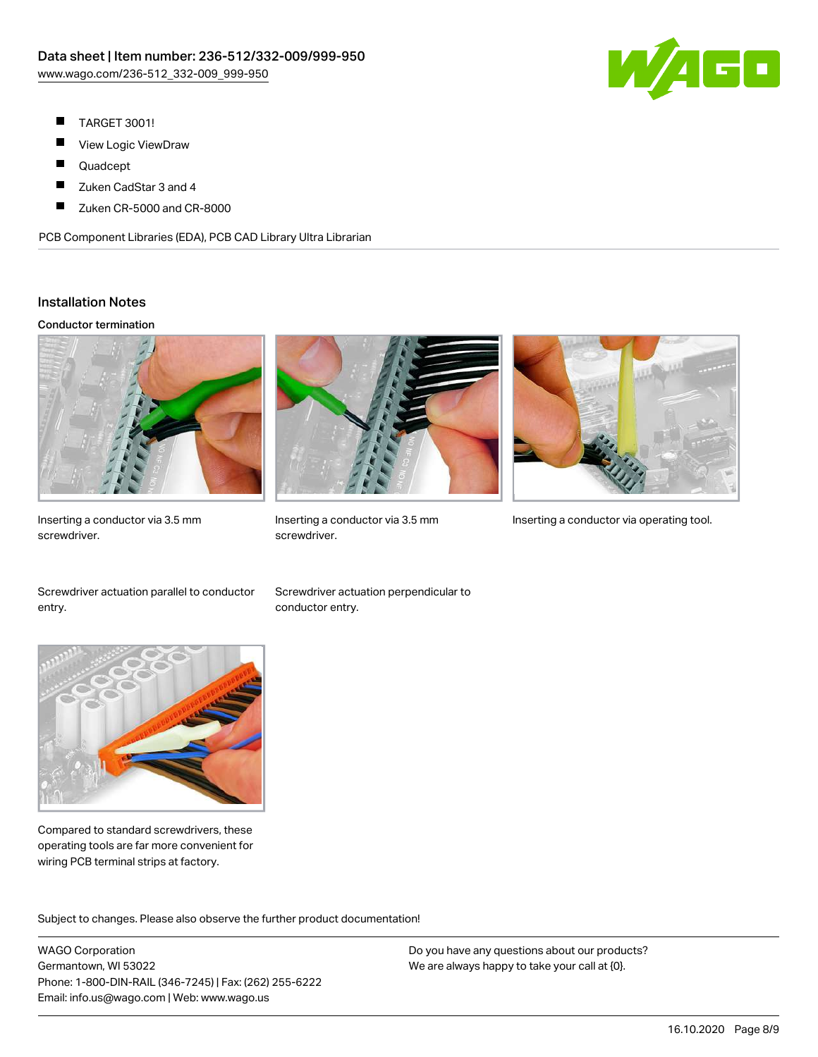- TARGET 3001!
- View Logic ViewDraw
- Quadcept
- Zuken CadStar 3 and 4
- Zuken CR-5000 and CR-8000

PCB Component Libraries (EDA), PCB CAD Library Ultra Librarian

## Installation Notes

### Conductor termination

Inserting a conductor via 3.5 mm screwdriver.

Inserting a conductor via 3.5 mm screwdriver.

Inserting a conductor via operating tool.

Screwdriver actuation parallel to conductor entry.

Screwdriver actuation perpendicular to conductor entry.

Compared to standard screwdrivers, these operating tools are far more convenient for wiring PCB terminal strips at factory.

Subject to changes. Please also observe the further product documentation!

WAGO Corporation
Germantown, WI 53022
Phone: 1-800-DIN-RAIL (346-7245) | Fax: (262) 255-6222
Email: info.us@wago.com | Web: www.wago.us

Do you have any questions about our products?
We are always happy to take your call at {0}.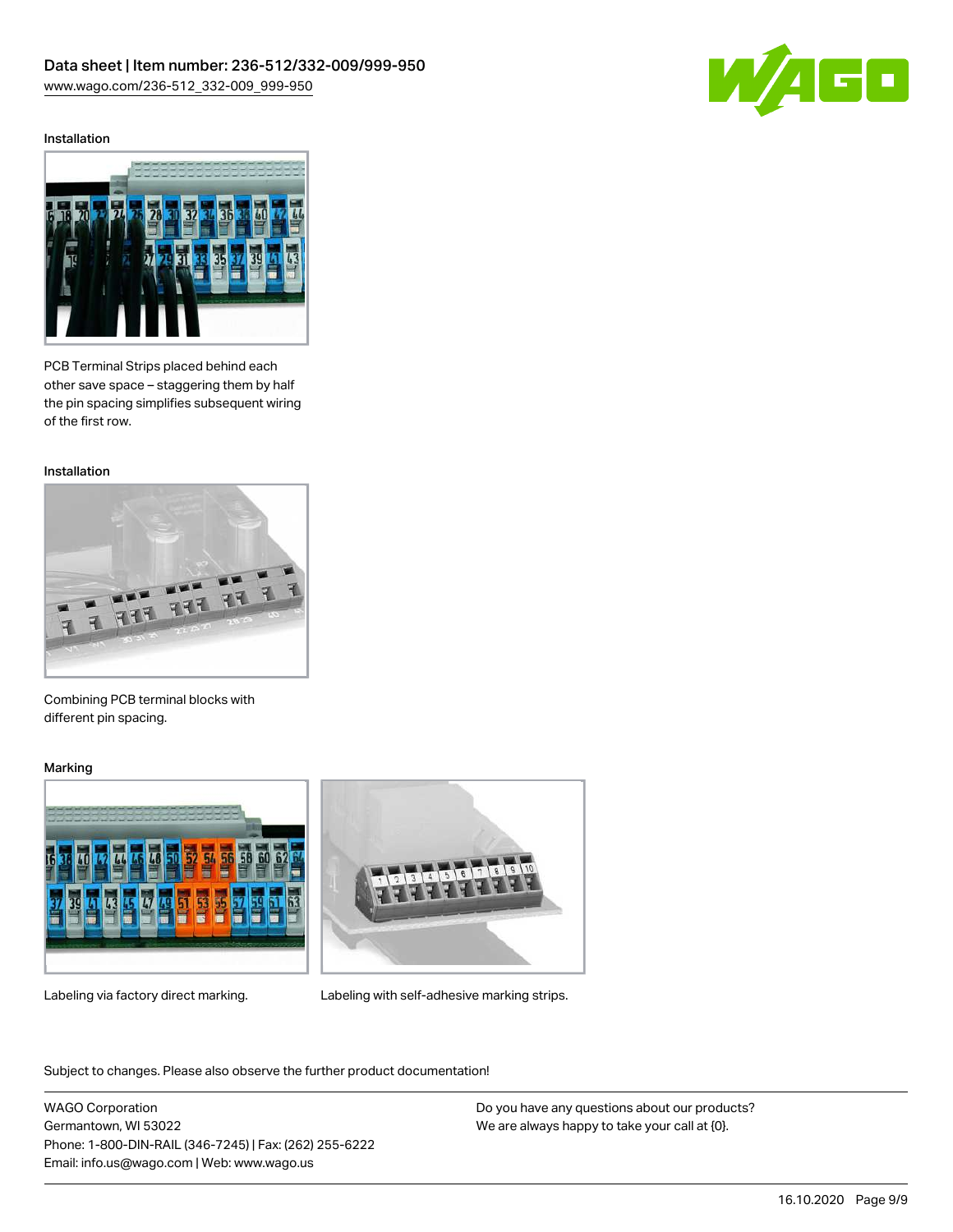### Installation

PCB Terminal Strips placed behind each other save space – staggering them by half the pin spacing simplifies subsequent wiring of the first row.

### Installation

Combining PCB terminal blocks with different pin spacing.

### Marking

Labeling via factory direct marking.

Labeling with self-adhesive marking strips.

Subject to changes. Please also observe the further product documentation!

WAGO Corporation
Germantown, WI 53022
Phone: 1-800-DIN-RAIL (346-7245) | Fax: (262) 255-6222
Email: info.us@wago.com | Web: www.wago.us

Do you have any questions about our products?
We are always happy to take your call at {0}.